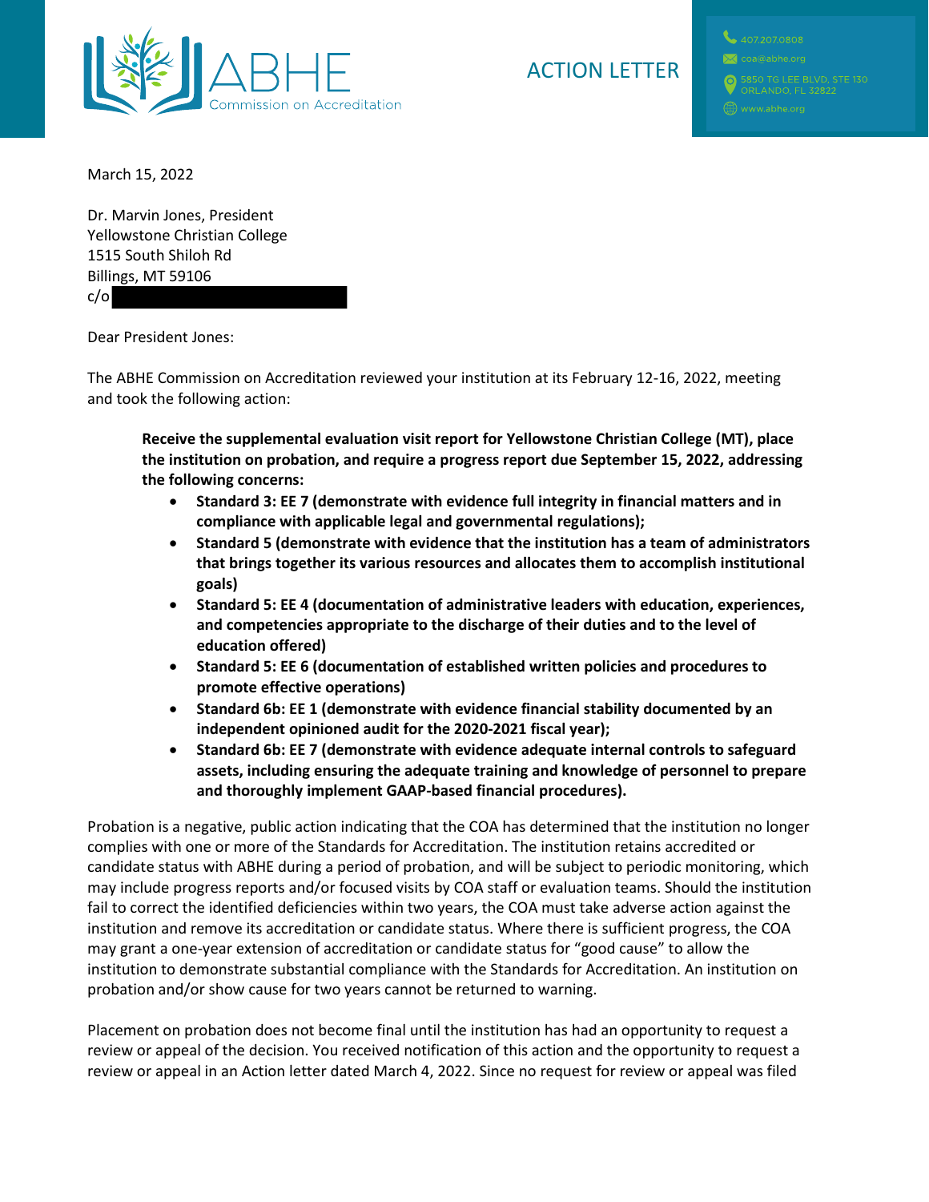ABHE Commission on Accreditation

# ACTION LETTER

407.207.0808
coa@abhe.org
5850 TG LEE BLVD, STE 130
ORLANDO, FL 32822
www.abhe.org

March 15, 2022

Dr. Marvin Jones, President
Yellowstone Christian College
1515 South Shiloh Rd
Billings, MT 59106
c/o

Dear President Jones:

The ABHE Commission on Accreditation reviewed your institution at its February 12-16, 2022, meeting and took the following action:

> **Receive the supplemental evaluation visit report for Yellowstone Christian College (MT), place the institution on probation, and require a progress report due September 15, 2022, addressing the following concerns:**
>
> - **Standard 3: EE 7 (demonstrate with evidence full integrity in financial matters and in compliance with applicable legal and governmental regulations);**
> - **Standard 5 (demonstrate with evidence that the institution has a team of administrators that brings together its various resources and allocates them to accomplish institutional goals)**
> - **Standard 5: EE 4 (documentation of administrative leaders with education, experiences, and competencies appropriate to the discharge of their duties and to the level of education offered)**
> - **Standard 5: EE 6 (documentation of established written policies and procedures to promote effective operations)**
> - **Standard 6b: EE 1 (demonstrate with evidence financial stability documented by an independent opinioned audit for the 2020-2021 fiscal year);**
> - **Standard 6b: EE 7 (demonstrate with evidence adequate internal controls to safeguard assets, including ensuring the adequate training and knowledge of personnel to prepare and thoroughly implement GAAP-based financial procedures).**

Probation is a negative, public action indicating that the COA has determined that the institution no longer complies with one or more of the Standards for Accreditation. The institution retains accredited or candidate status with ABHE during a period of probation, and will be subject to periodic monitoring, which may include progress reports and/or focused visits by COA staff or evaluation teams. Should the institution fail to correct the identified deficiencies within two years, the COA must take adverse action against the institution and remove its accreditation or candidate status. Where there is sufficient progress, the COA may grant a one-year extension of accreditation or candidate status for "good cause" to allow the institution to demonstrate substantial compliance with the Standards for Accreditation. An institution on probation and/or show cause for two years cannot be returned to warning.

Placement on probation does not become final until the institution has had an opportunity to request a review or appeal of the decision. You received notification of this action and the opportunity to request a review or appeal in an Action letter dated March 4, 2022. Since no request for review or appeal was filed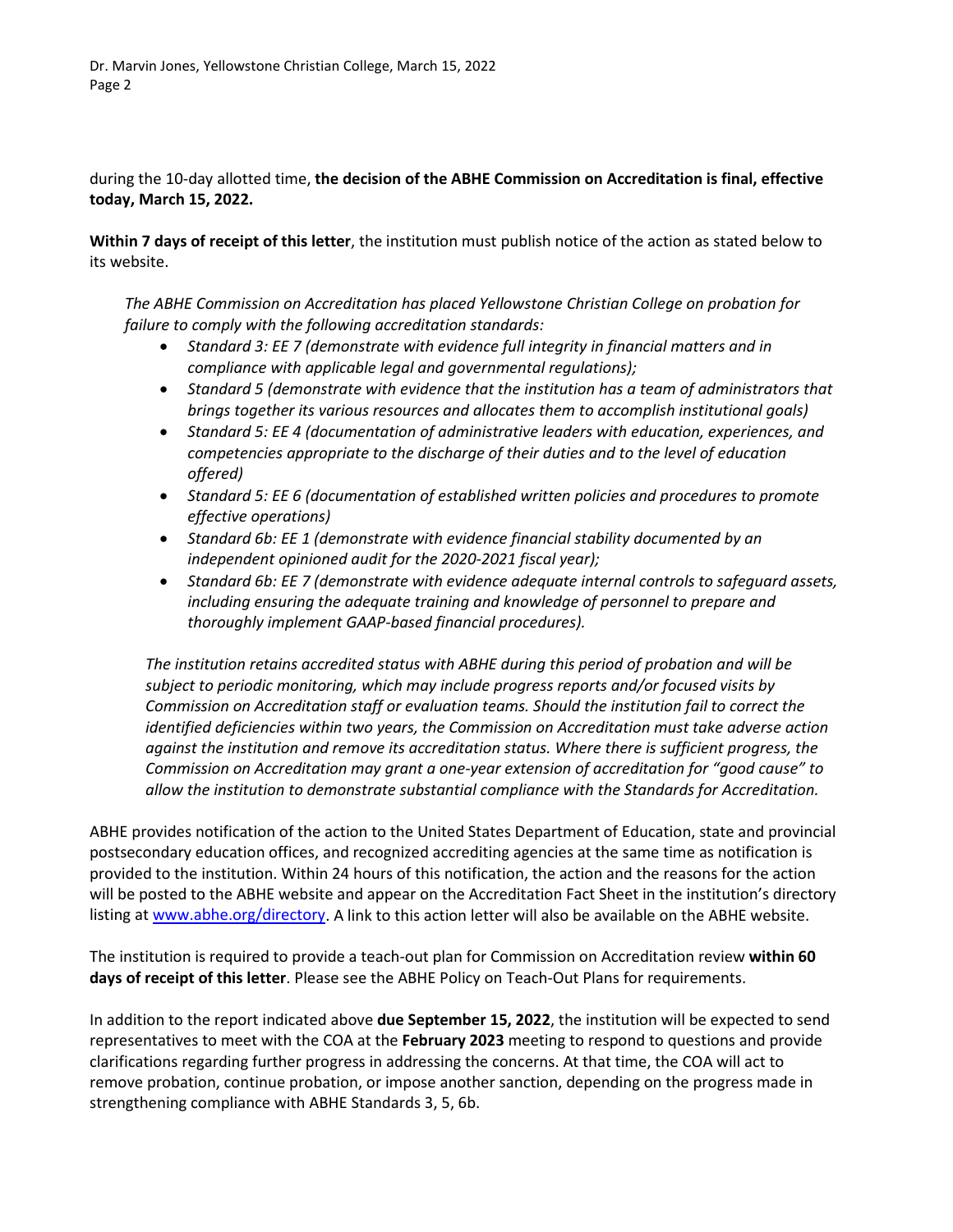during the 10-day allotted time, **the decision of the ABHE Commission on Accreditation is final, effective today, March 15, 2022.**

**Within 7 days of receipt of this letter**, the institution must publish notice of the action as stated below to its website.

> *The ABHE Commission on Accreditation has placed Yellowstone Christian College on probation for failure to comply with the following accreditation standards:*
>
> - *Standard 3: EE 7 (demonstrate with evidence full integrity in financial matters and in compliance with applicable legal and governmental regulations);*
> - *Standard 5 (demonstrate with evidence that the institution has a team of administrators that brings together its various resources and allocates them to accomplish institutional goals)*
> - *Standard 5: EE 4 (documentation of administrative leaders with education, experiences, and competencies appropriate to the discharge of their duties and to the level of education offered)*
> - *Standard 5: EE 6 (documentation of established written policies and procedures to promote effective operations)*
> - *Standard 6b: EE 1 (demonstrate with evidence financial stability documented by an independent opinioned audit for the 2020-2021 fiscal year);*
> - *Standard 6b: EE 7 (demonstrate with evidence adequate internal controls to safeguard assets, including ensuring the adequate training and knowledge of personnel to prepare and thoroughly implement GAAP-based financial procedures).*
>
> *The institution retains accredited status with ABHE during this period of probation and will be subject to periodic monitoring, which may include progress reports and/or focused visits by Commission on Accreditation staff or evaluation teams. Should the institution fail to correct the identified deficiencies within two years, the Commission on Accreditation must take adverse action against the institution and remove its accreditation status. Where there is sufficient progress, the Commission on Accreditation may grant a one-year extension of accreditation for "good cause" to allow the institution to demonstrate substantial compliance with the Standards for Accreditation.*

ABHE provides notification of the action to the United States Department of Education, state and provincial postsecondary education offices, and recognized accrediting agencies at the same time as notification is provided to the institution. Within 24 hours of this notification, the action and the reasons for the action will be posted to the ABHE website and appear on the Accreditation Fact Sheet in the institution's directory listing at [www.abhe.org/directory](http://www.abhe.org/directory). A link to this action letter will also be available on the ABHE website.

The institution is required to provide a teach-out plan for Commission on Accreditation review **within 60 days of receipt of this letter**. Please see the ABHE Policy on Teach-Out Plans for requirements.

In addition to the report indicated above **due September 15, 2022**, the institution will be expected to send representatives to meet with the COA at the **February 2023** meeting to respond to questions and provide clarifications regarding further progress in addressing the concerns. At that time, the COA will act to remove probation, continue probation, or impose another sanction, depending on the progress made in strengthening compliance with ABHE Standards 3, 5, 6b.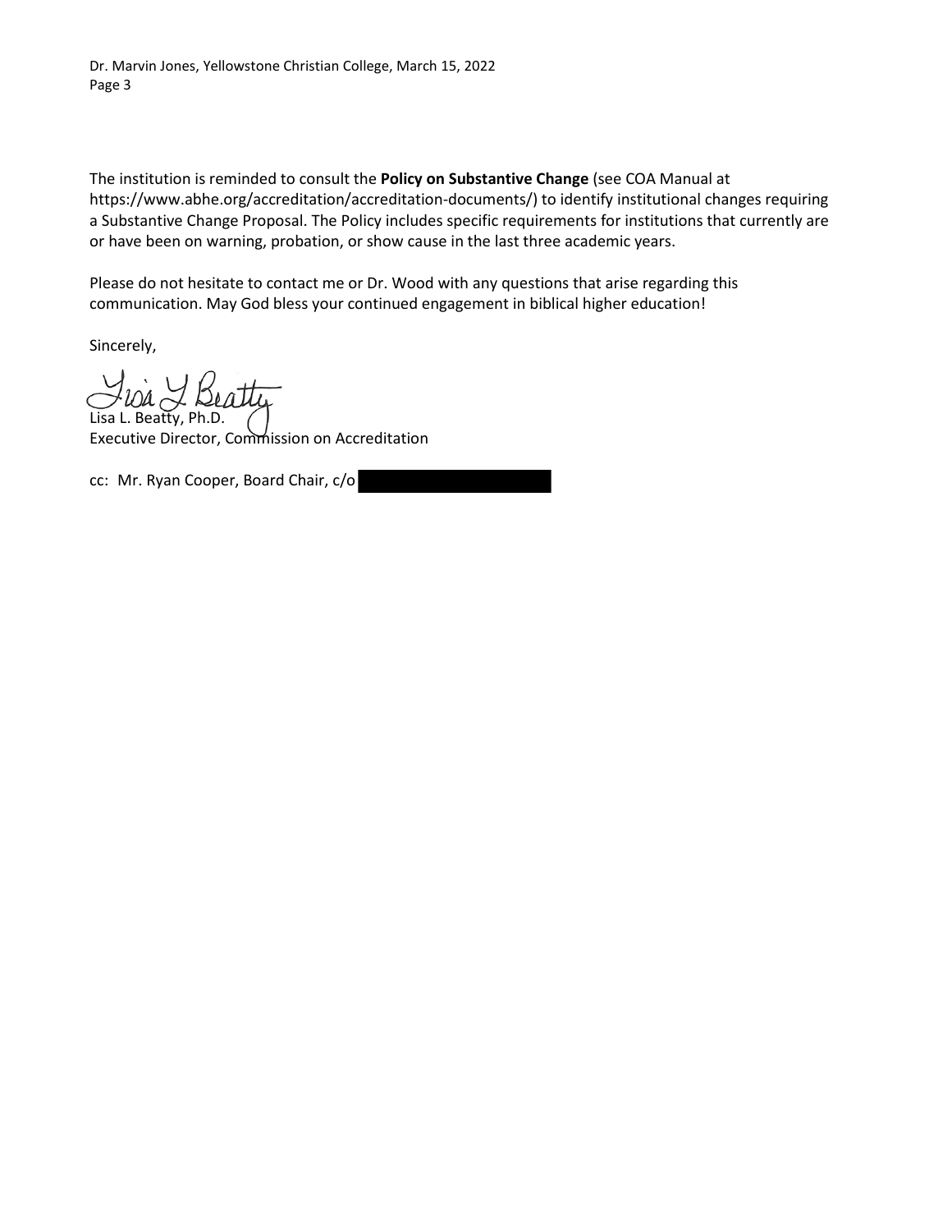The institution is reminded to consult the **Policy on Substantive Change** (see COA Manual at https://www.abhe.org/accreditation/accreditation-documents/) to identify institutional changes requiring a Substantive Change Proposal. The Policy includes specific requirements for institutions that currently are or have been on warning, probation, or show cause in the last three academic years.

Please do not hesitate to contact me or Dr. Wood with any questions that arise regarding this communication. May God bless your continued engagement in biblical higher education!

Sincerely,

Lisa L. Beatty, Ph.D.
Executive Director, Commission on Accreditation

cc: Mr. Ryan Cooper, Board Chair, c/o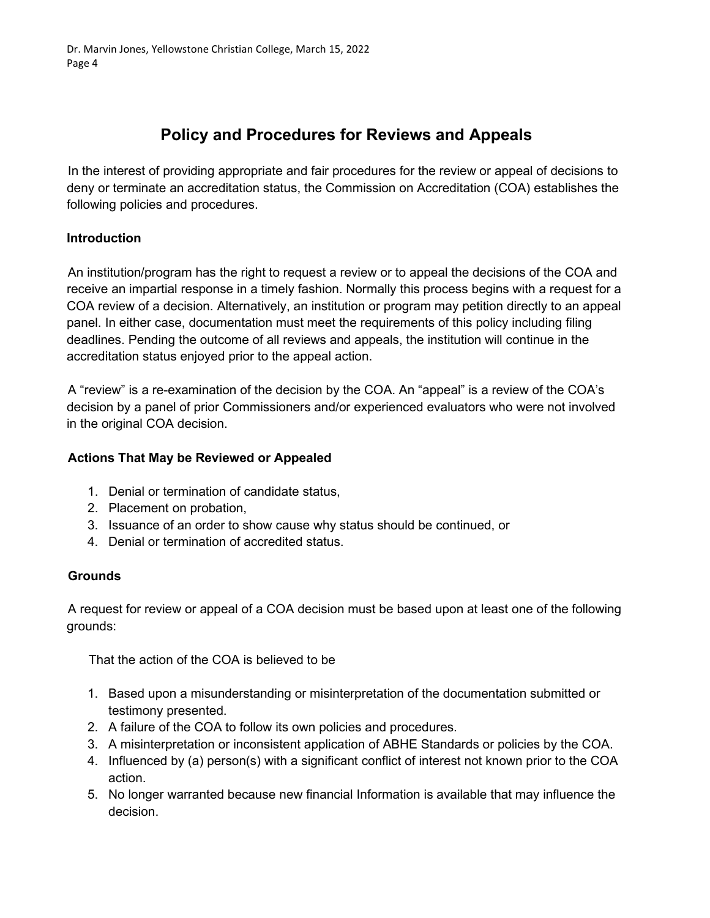## Policy and Procedures for Reviews and Appeals

In the interest of providing appropriate and fair procedures for the review or appeal of decisions to deny or terminate an accreditation status, the Commission on Accreditation (COA) establishes the following policies and procedures.

### Introduction

An institution/program has the right to request a review or to appeal the decisions of the COA and receive an impartial response in a timely fashion. Normally this process begins with a request for a COA review of a decision. Alternatively, an institution or program may petition directly to an appeal panel. In either case, documentation must meet the requirements of this policy including filing deadlines. Pending the outcome of all reviews and appeals, the institution will continue in the accreditation status enjoyed prior to the appeal action.

A "review" is a re-examination of the decision by the COA. An "appeal" is a review of the COA's decision by a panel of prior Commissioners and/or experienced evaluators who were not involved in the original COA decision.

### Actions That May be Reviewed or Appealed

1. Denial or termination of candidate status,
2. Placement on probation,
3. Issuance of an order to show cause why status should be continued, or
4. Denial or termination of accredited status.

### Grounds

A request for review or appeal of a COA decision must be based upon at least one of the following grounds:

That the action of the COA is believed to be

1. Based upon a misunderstanding or misinterpretation of the documentation submitted or testimony presented.
2. A failure of the COA to follow its own policies and procedures.
3. A misinterpretation or inconsistent application of ABHE Standards or policies by the COA.
4. Influenced by (a) person(s) with a significant conflict of interest not known prior to the COA action.
5. No longer warranted because new financial Information is available that may influence the decision.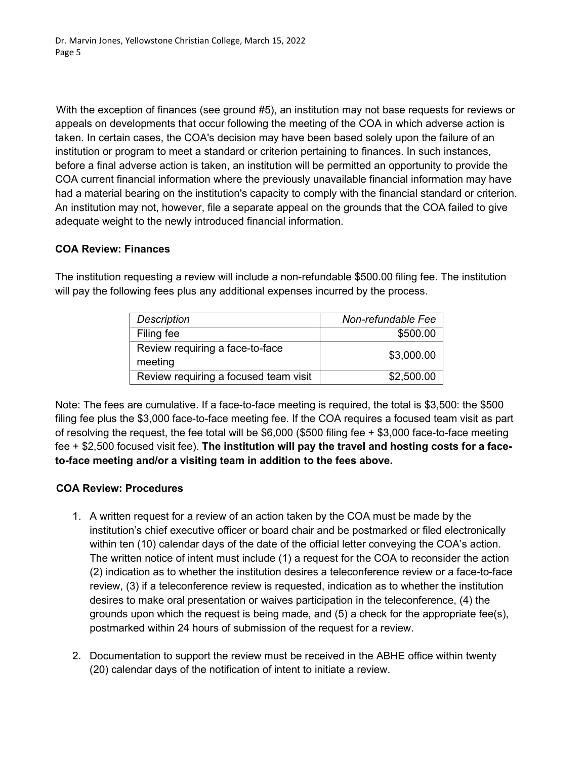With the exception of finances (see ground #5), an institution may not base requests for reviews or appeals on developments that occur following the meeting of the COA in which adverse action is taken. In certain cases, the COA's decision may have been based solely upon the failure of an institution or program to meet a standard or criterion pertaining to finances. In such instances, before a final adverse action is taken, an institution will be permitted an opportunity to provide the COA current financial information where the previously unavailable financial information may have had a material bearing on the institution's capacity to comply with the financial standard or criterion. An institution may not, however, file a separate appeal on the grounds that the COA failed to give adequate weight to the newly introduced financial information.

**COA Review: Finances**

The institution requesting a review will include a non-refundable $500.00 filing fee. The institution will pay the following fees plus any additional expenses incurred by the process.

| *Description* | *Non-refundable Fee* |
|---|---:|
| Filing fee | $500.00 |
| Review requiring a face-to-face meeting | $3,000.00 |
| Review requiring a focused team visit | $2,500.00 |

Note: The fees are cumulative. If a face-to-face meeting is required, the total is $3,500: the $500 filing fee plus the $3,000 face-to-face meeting fee. If the COA requires a focused team visit as part of resolving the request, the fee total will be $6,000 ($500 filing fee + $3,000 face-to-face meeting fee + $2,500 focused visit fee). **The institution will pay the travel and hosting costs for a face-to-face meeting and/or a visiting team in addition to the fees above.**

**COA Review: Procedures**

1. A written request for a review of an action taken by the COA must be made by the institution's chief executive officer or board chair and be postmarked or filed electronically within ten (10) calendar days of the date of the official letter conveying the COA's action. The written notice of intent must include (1) a request for the COA to reconsider the action (2) indication as to whether the institution desires a teleconference review or a face-to-face review, (3) if a teleconference review is requested, indication as to whether the institution desires to make oral presentation or waives participation in the teleconference, (4) the grounds upon which the request is being made, and (5) a check for the appropriate fee(s), postmarked within 24 hours of submission of the request for a review.

2. Documentation to support the review must be received in the ABHE office within twenty (20) calendar days of the notification of intent to initiate a review.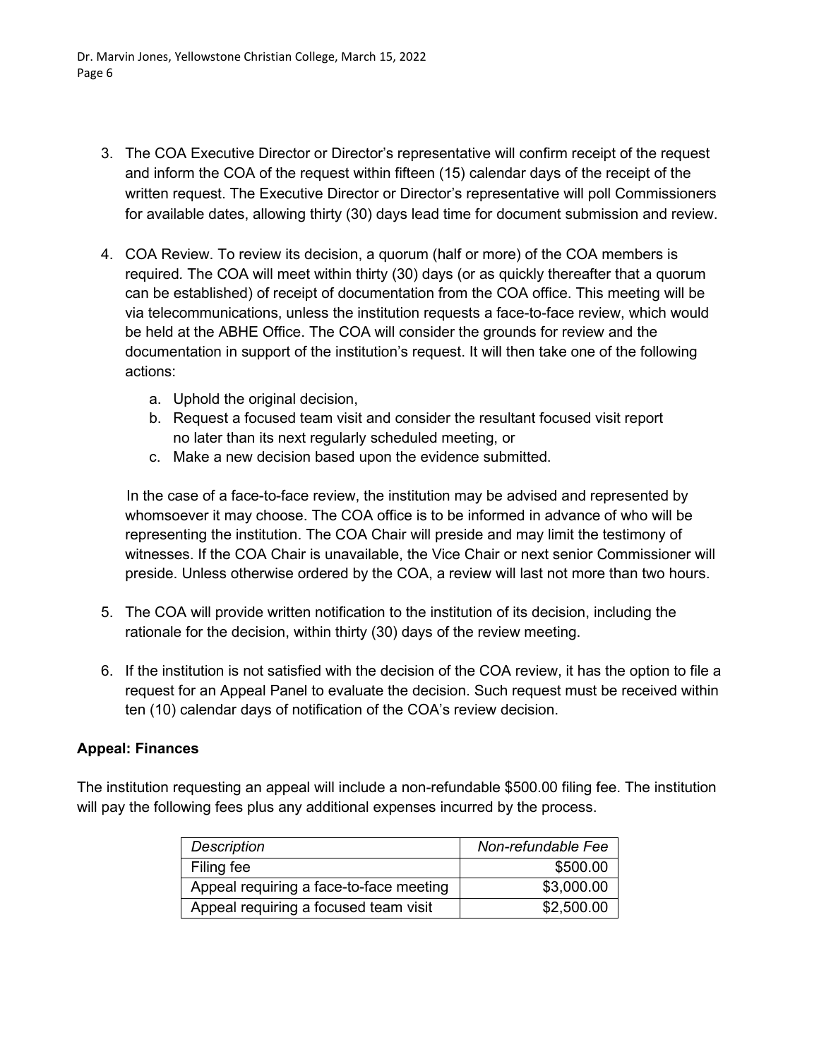3. The COA Executive Director or Director's representative will confirm receipt of the request and inform the COA of the request within fifteen (15) calendar days of the receipt of the written request. The Executive Director or Director's representative will poll Commissioners for available dates, allowing thirty (30) days lead time for document submission and review.

4. COA Review. To review its decision, a quorum (half or more) of the COA members is required. The COA will meet within thirty (30) days (or as quickly thereafter that a quorum can be established) of receipt of documentation from the COA office. This meeting will be via telecommunications, unless the institution requests a face-to-face review, which would be held at the ABHE Office. The COA will consider the grounds for review and the documentation in support of the institution's request. It will then take one of the following actions:

   a. Uphold the original decision,
   b. Request a focused team visit and consider the resultant focused visit report no later than its next regularly scheduled meeting, or
   c. Make a new decision based upon the evidence submitted.

   In the case of a face-to-face review, the institution may be advised and represented by whomsoever it may choose. The COA office is to be informed in advance of who will be representing the institution. The COA Chair will preside and may limit the testimony of witnesses. If the COA Chair is unavailable, the Vice Chair or next senior Commissioner will preside. Unless otherwise ordered by the COA, a review will last not more than two hours.

5. The COA will provide written notification to the institution of its decision, including the rationale for the decision, within thirty (30) days of the review meeting.

6. If the institution is not satisfied with the decision of the COA review, it has the option to file a request for an Appeal Panel to evaluate the decision. Such request must be received within ten (10) calendar days of notification of the COA's review decision.

**Appeal: Finances**

The institution requesting an appeal will include a non-refundable $500.00 filing fee. The institution will pay the following fees plus any additional expenses incurred by the process.

| *Description* | *Non-refundable Fee* |
|---|---:|
| Filing fee | $500.00 |
| Appeal requiring a face-to-face meeting | $3,000.00 |
| Appeal requiring a focused team visit | $2,500.00 |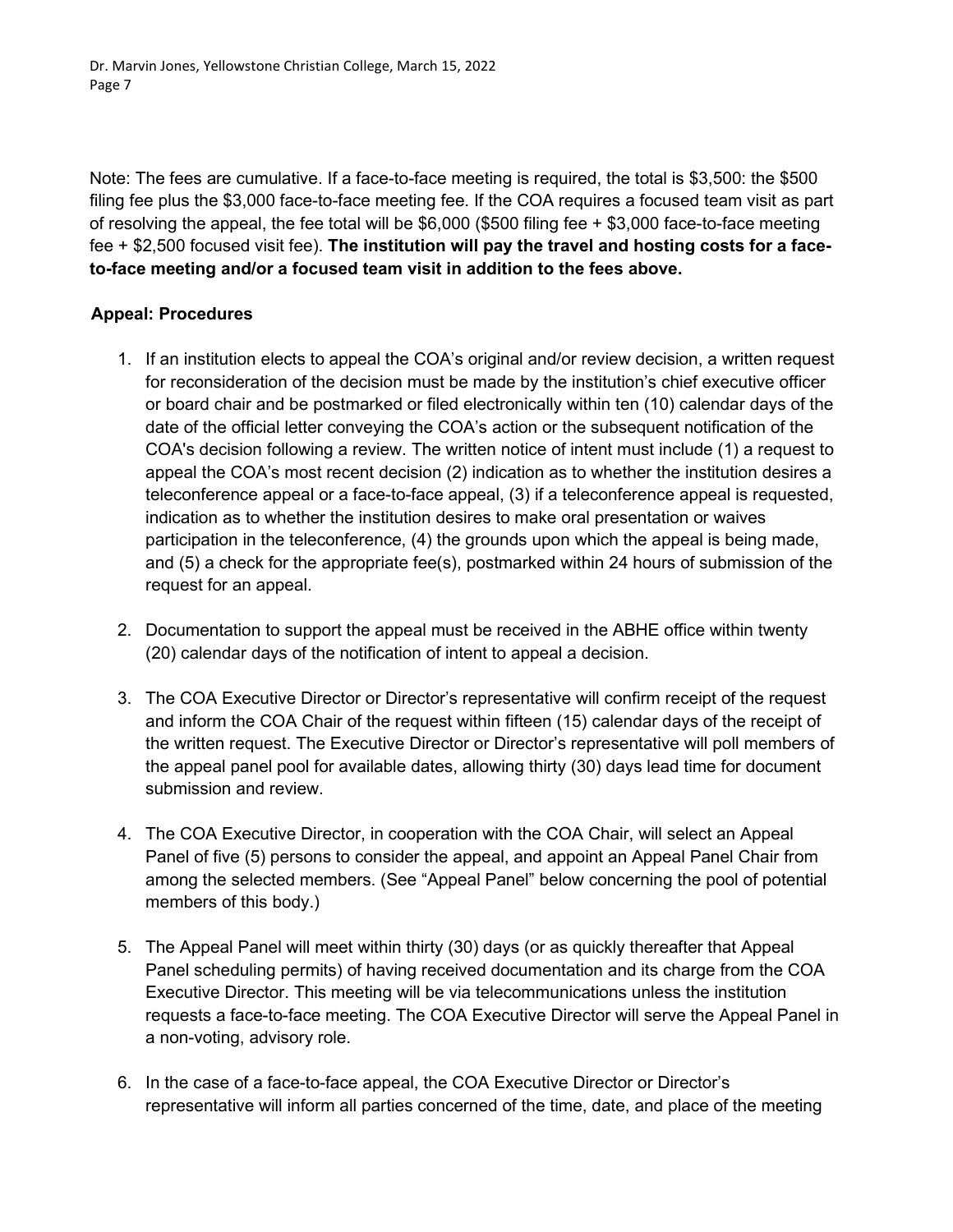Note: The fees are cumulative. If a face-to-face meeting is required, the total is $3,500: the $500 filing fee plus the $3,000 face-to-face meeting fee. If the COA requires a focused team visit as part of resolving the appeal, the fee total will be $6,000 ($500 filing fee + $3,000 face-to-face meeting fee + $2,500 focused visit fee). **The institution will pay the travel and hosting costs for a face-to-face meeting and/or a focused team visit in addition to the fees above.**

**Appeal: Procedures**

1. If an institution elects to appeal the COA's original and/or review decision, a written request for reconsideration of the decision must be made by the institution's chief executive officer or board chair and be postmarked or filed electronically within ten (10) calendar days of the date of the official letter conveying the COA's action or the subsequent notification of the COA's decision following a review. The written notice of intent must include (1) a request to appeal the COA's most recent decision (2) indication as to whether the institution desires a teleconference appeal or a face-to-face appeal, (3) if a teleconference appeal is requested, indication as to whether the institution desires to make oral presentation or waives participation in the teleconference, (4) the grounds upon which the appeal is being made, and (5) a check for the appropriate fee(s), postmarked within 24 hours of submission of the request for an appeal.

2. Documentation to support the appeal must be received in the ABHE office within twenty (20) calendar days of the notification of intent to appeal a decision.

3. The COA Executive Director or Director's representative will confirm receipt of the request and inform the COA Chair of the request within fifteen (15) calendar days of the receipt of the written request. The Executive Director or Director's representative will poll members of the appeal panel pool for available dates, allowing thirty (30) days lead time for document submission and review.

4. The COA Executive Director, in cooperation with the COA Chair, will select an Appeal Panel of five (5) persons to consider the appeal, and appoint an Appeal Panel Chair from among the selected members. (See "Appeal Panel" below concerning the pool of potential members of this body.)

5. The Appeal Panel will meet within thirty (30) days (or as quickly thereafter that Appeal Panel scheduling permits) of having received documentation and its charge from the COA Executive Director. This meeting will be via telecommunications unless the institution requests a face-to-face meeting. The COA Executive Director will serve the Appeal Panel in a non-voting, advisory role.

6. In the case of a face-to-face appeal, the COA Executive Director or Director's representative will inform all parties concerned of the time, date, and place of the meeting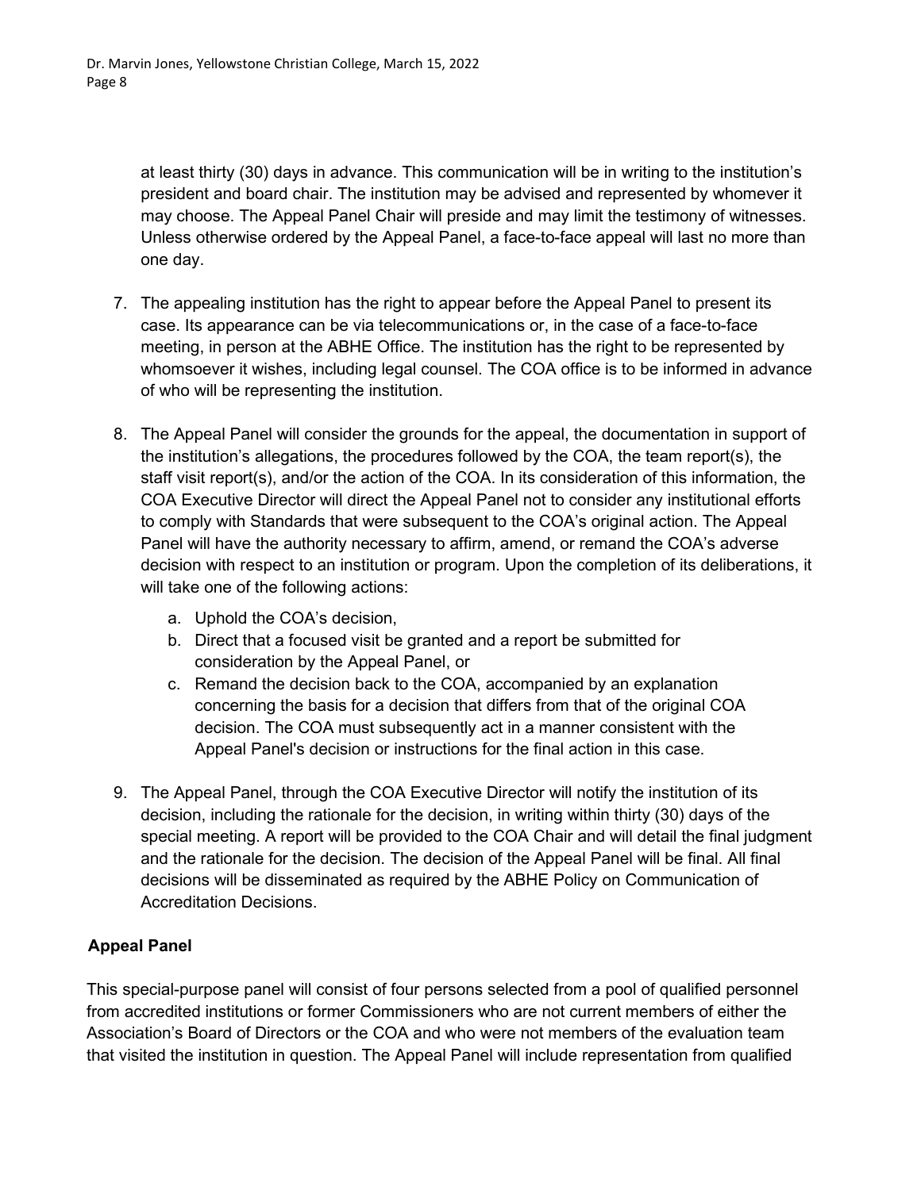at least thirty (30) days in advance. This communication will be in writing to the institution's president and board chair. The institution may be advised and represented by whomever it may choose. The Appeal Panel Chair will preside and may limit the testimony of witnesses. Unless otherwise ordered by the Appeal Panel, a face-to-face appeal will last no more than one day.

7. The appealing institution has the right to appear before the Appeal Panel to present its case. Its appearance can be via telecommunications or, in the case of a face-to-face meeting, in person at the ABHE Office. The institution has the right to be represented by whomsoever it wishes, including legal counsel. The COA office is to be informed in advance of who will be representing the institution.

8. The Appeal Panel will consider the grounds for the appeal, the documentation in support of the institution's allegations, the procedures followed by the COA, the team report(s), the staff visit report(s), and/or the action of the COA. In its consideration of this information, the COA Executive Director will direct the Appeal Panel not to consider any institutional efforts to comply with Standards that were subsequent to the COA's original action. The Appeal Panel will have the authority necessary to affirm, amend, or remand the COA's adverse decision with respect to an institution or program. Upon the completion of its deliberations, it will take one of the following actions:
   a. Uphold the COA's decision,
   b. Direct that a focused visit be granted and a report be submitted for consideration by the Appeal Panel, or
   c. Remand the decision back to the COA, accompanied by an explanation concerning the basis for a decision that differs from that of the original COA decision. The COA must subsequently act in a manner consistent with the Appeal Panel's decision or instructions for the final action in this case.

9. The Appeal Panel, through the COA Executive Director will notify the institution of its decision, including the rationale for the decision, in writing within thirty (30) days of the special meeting. A report will be provided to the COA Chair and will detail the final judgment and the rationale for the decision. The decision of the Appeal Panel will be final. All final decisions will be disseminated as required by the ABHE Policy on Communication of Accreditation Decisions.

**Appeal Panel**

This special-purpose panel will consist of four persons selected from a pool of qualified personnel from accredited institutions or former Commissioners who are not current members of either the Association's Board of Directors or the COA and who were not members of the evaluation team that visited the institution in question. The Appeal Panel will include representation from qualified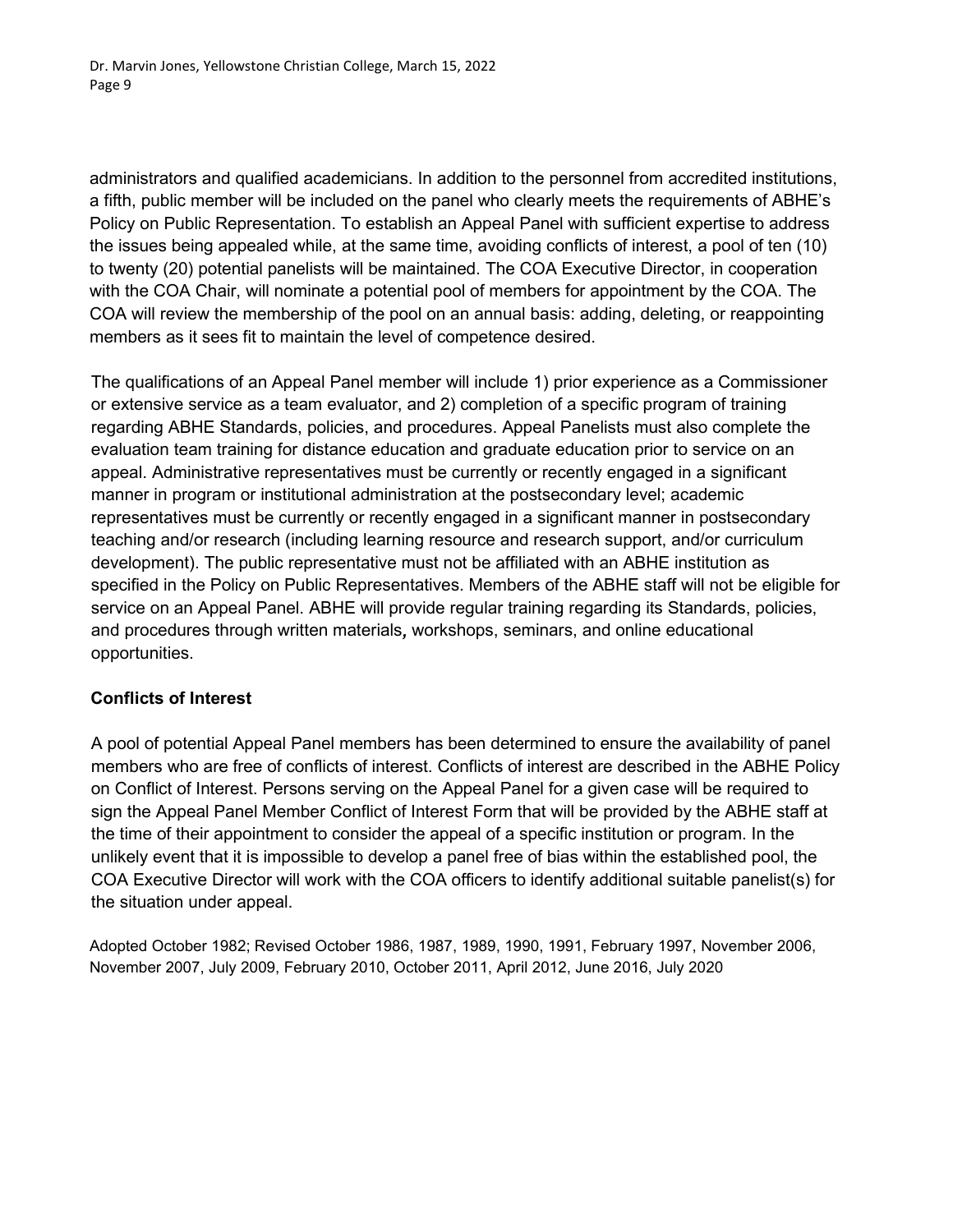administrators and qualified academicians. In addition to the personnel from accredited institutions, a fifth, public member will be included on the panel who clearly meets the requirements of ABHE's Policy on Public Representation. To establish an Appeal Panel with sufficient expertise to address the issues being appealed while, at the same time, avoiding conflicts of interest, a pool of ten (10) to twenty (20) potential panelists will be maintained. The COA Executive Director, in cooperation with the COA Chair, will nominate a potential pool of members for appointment by the COA. The COA will review the membership of the pool on an annual basis: adding, deleting, or reappointing members as it sees fit to maintain the level of competence desired.

The qualifications of an Appeal Panel member will include 1) prior experience as a Commissioner or extensive service as a team evaluator, and 2) completion of a specific program of training regarding ABHE Standards, policies, and procedures. Appeal Panelists must also complete the evaluation team training for distance education and graduate education prior to service on an appeal. Administrative representatives must be currently or recently engaged in a significant manner in program or institutional administration at the postsecondary level; academic representatives must be currently or recently engaged in a significant manner in postsecondary teaching and/or research (including learning resource and research support, and/or curriculum development). The public representative must not be affiliated with an ABHE institution as specified in the Policy on Public Representatives. Members of the ABHE staff will not be eligible for service on an Appeal Panel. ABHE will provide regular training regarding its Standards, policies, and procedures through written materials, workshops, seminars, and online educational opportunities.

**Conflicts of Interest**

A pool of potential Appeal Panel members has been determined to ensure the availability of panel members who are free of conflicts of interest. Conflicts of interest are described in the ABHE Policy on Conflict of Interest. Persons serving on the Appeal Panel for a given case will be required to sign the Appeal Panel Member Conflict of Interest Form that will be provided by the ABHE staff at the time of their appointment to consider the appeal of a specific institution or program. In the unlikely event that it is impossible to develop a panel free of bias within the established pool, the COA Executive Director will work with the COA officers to identify additional suitable panelist(s) for the situation under appeal.

Adopted October 1982; Revised October 1986, 1987, 1989, 1990, 1991, February 1997, November 2006, November 2007, July 2009, February 2010, October 2011, April 2012, June 2016, July 2020